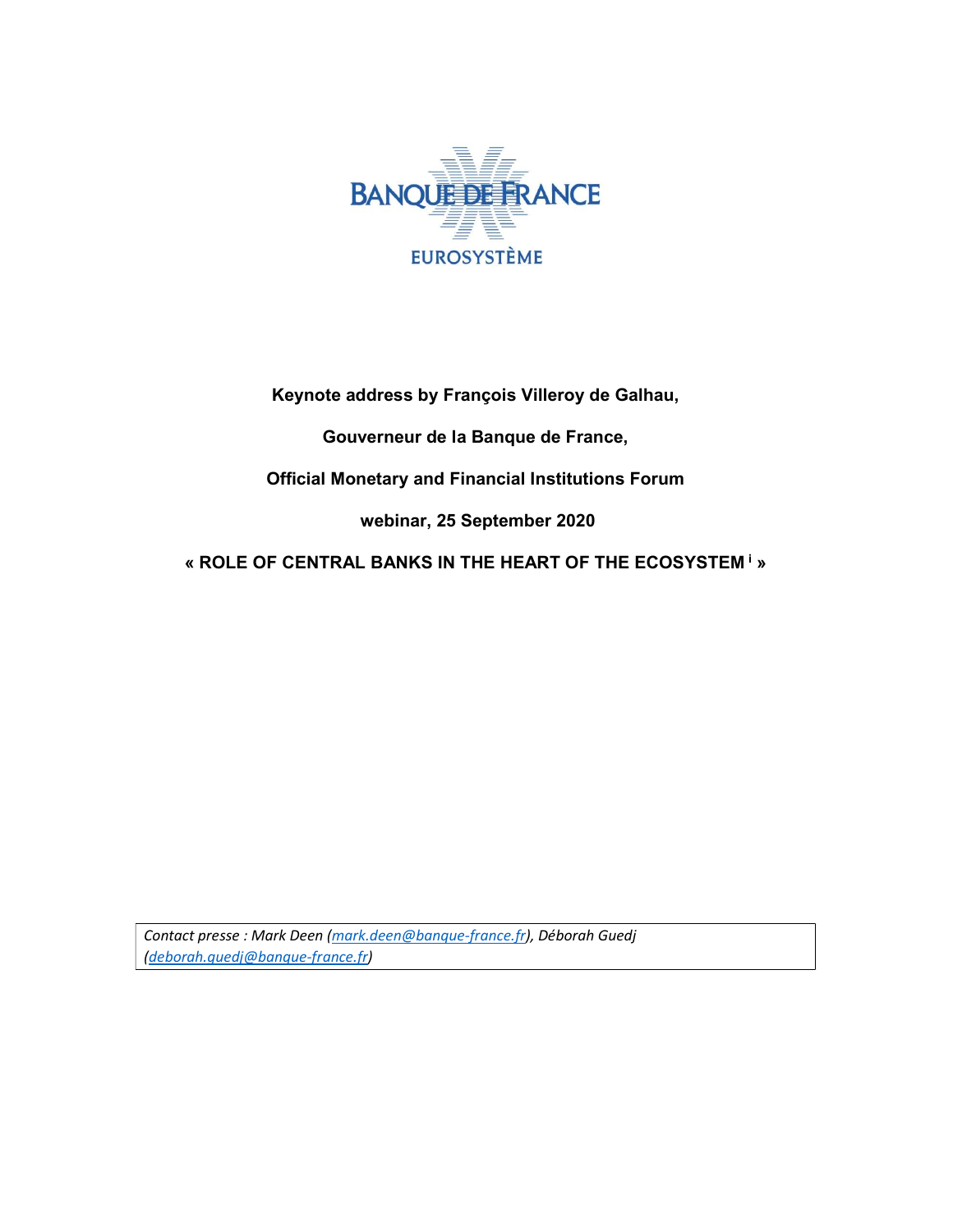BANQUE DE FRANCE

EUROSYSTÈME

**Keynote address by François Villeroy de Galhau,**

**Gouverneur de la Banque de France,**

**Official Monetary and Financial Institutions Forum**

**webinar, 25 September 2020**

**« ROLE OF CENTRAL BANKS IN THE HEART OF THE ECOSYSTEM [i] »**

*Contact presse : Mark Deen (mark.deen@banque-france.fr), Déborah Guedj (deborah.guedj@banque-france.fr)*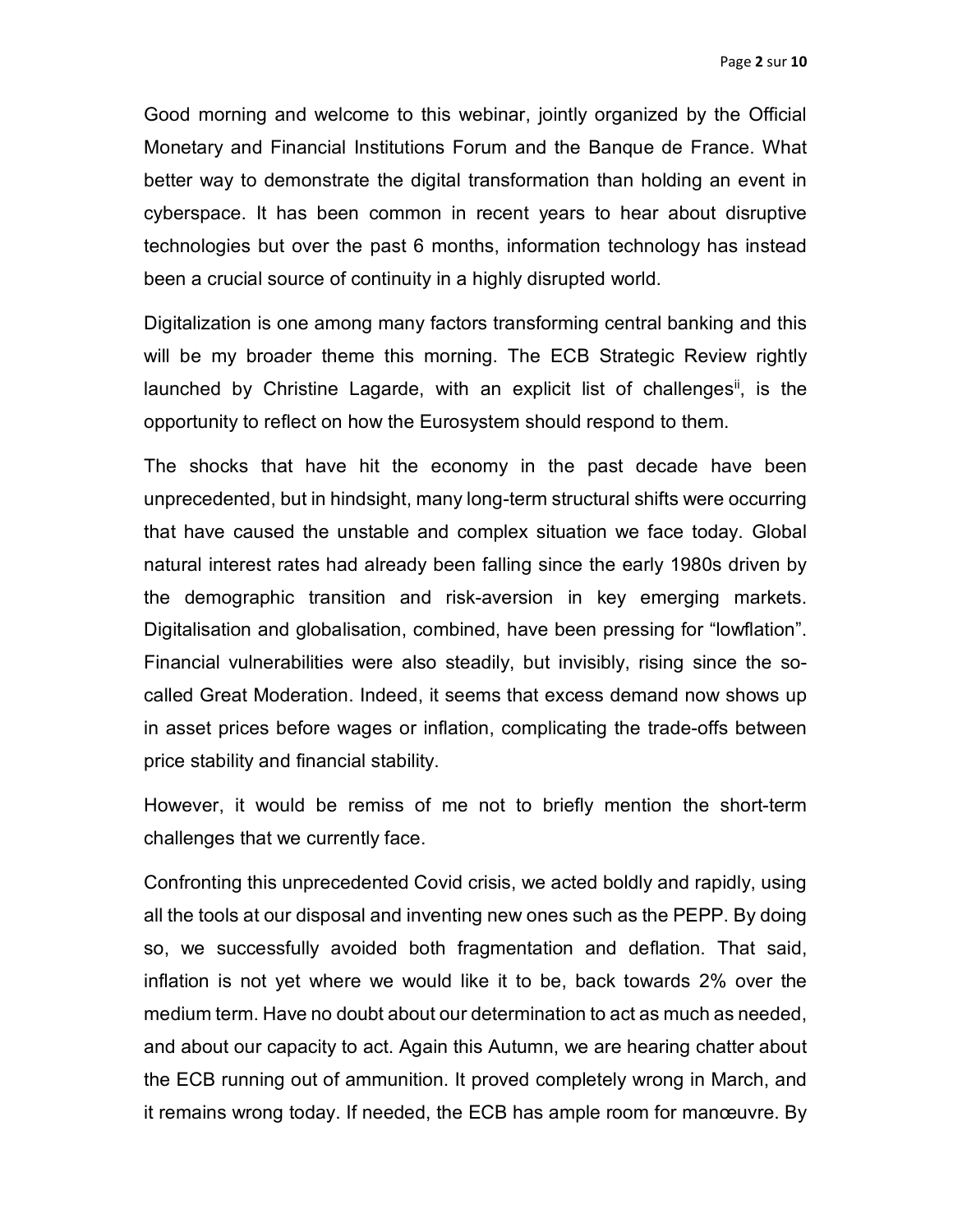Good morning and welcome to this webinar, jointly organized by the Official Monetary and Financial Institutions Forum and the Banque de France. What better way to demonstrate the digital transformation than holding an event in cyberspace. It has been common in recent years to hear about disruptive technologies but over the past 6 months, information technology has instead been a crucial source of continuity in a highly disrupted world.

Digitalization is one among many factors transforming central banking and this will be my broader theme this morning. The ECB Strategic Review rightly launched by Christine Lagarde, with an explicit list of challenges[ii], is the opportunity to reflect on how the Eurosystem should respond to them.

The shocks that have hit the economy in the past decade have been unprecedented, but in hindsight, many long-term structural shifts were occurring that have caused the unstable and complex situation we face today. Global natural interest rates had already been falling since the early 1980s driven by the demographic transition and risk-aversion in key emerging markets. Digitalisation and globalisation, combined, have been pressing for "lowflation". Financial vulnerabilities were also steadily, but invisibly, rising since the so-called Great Moderation. Indeed, it seems that excess demand now shows up in asset prices before wages or inflation, complicating the trade-offs between price stability and financial stability.

However, it would be remiss of me not to briefly mention the short-term challenges that we currently face.

Confronting this unprecedented Covid crisis, we acted boldly and rapidly, using all the tools at our disposal and inventing new ones such as the PEPP. By doing so, we successfully avoided both fragmentation and deflation. That said, inflation is not yet where we would like it to be, back towards 2% over the medium term. Have no doubt about our determination to act as much as needed, and about our capacity to act. Again this Autumn, we are hearing chatter about the ECB running out of ammunition. It proved completely wrong in March, and it remains wrong today. If needed, the ECB has ample room for manœuvre. By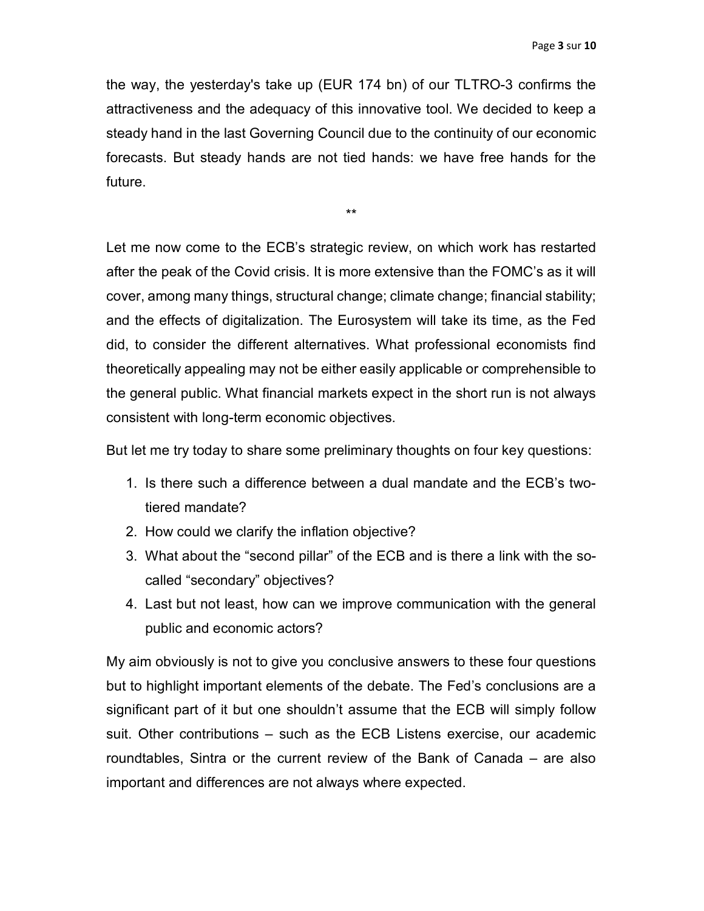the way, the yesterday's take up (EUR 174 bn) of our TLTRO-3 confirms the attractiveness and the adequacy of this innovative tool. We decided to keep a steady hand in the last Governing Council due to the continuity of our economic forecasts. But steady hands are not tied hands: we have free hands for the future.

**

Let me now come to the ECB's strategic review, on which work has restarted after the peak of the Covid crisis. It is more extensive than the FOMC's as it will cover, among many things, structural change; climate change; financial stability; and the effects of digitalization. The Eurosystem will take its time, as the Fed did, to consider the different alternatives. What professional economists find theoretically appealing may not be either easily applicable or comprehensible to the general public. What financial markets expect in the short run is not always consistent with long-term economic objectives.

But let me try today to share some preliminary thoughts on four key questions:

1. Is there such a difference between a dual mandate and the ECB's two-tiered mandate?
2. How could we clarify the inflation objective?
3. What about the "second pillar" of the ECB and is there a link with the so-called "secondary" objectives?
4. Last but not least, how can we improve communication with the general public and economic actors?

My aim obviously is not to give you conclusive answers to these four questions but to highlight important elements of the debate. The Fed's conclusions are a significant part of it but one shouldn't assume that the ECB will simply follow suit. Other contributions – such as the ECB Listens exercise, our academic roundtables, Sintra or the current review of the Bank of Canada – are also important and differences are not always where expected.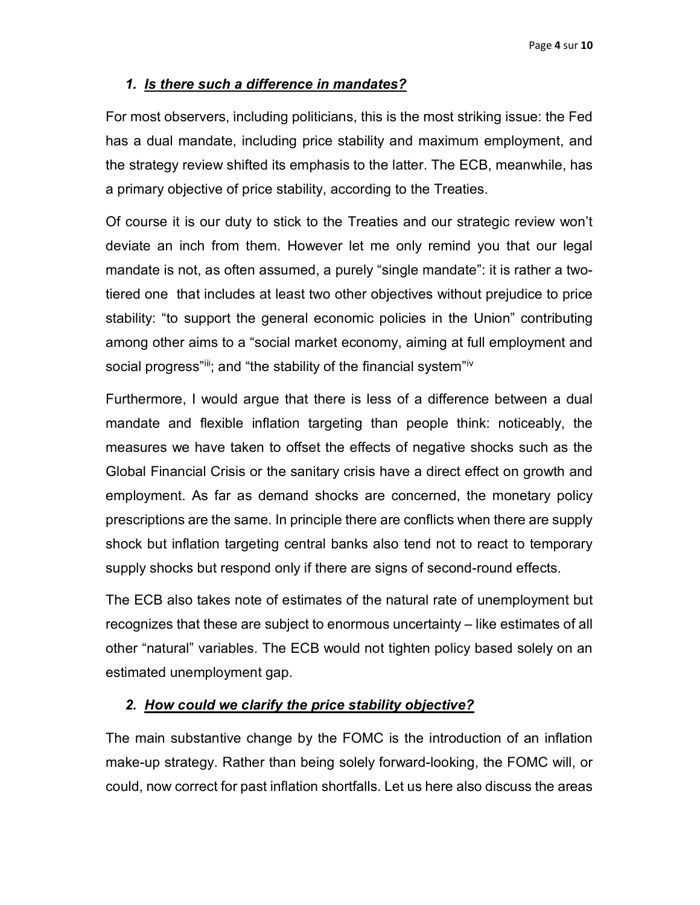### *1. Is there such a difference in mandates?*

For most observers, including politicians, this is the most striking issue: the Fed has a dual mandate, including price stability and maximum employment, and the strategy review shifted its emphasis to the latter. The ECB, meanwhile, has a primary objective of price stability, according to the Treaties.

Of course it is our duty to stick to the Treaties and our strategic review won't deviate an inch from them. However let me only remind you that our legal mandate is not, as often assumed, a purely "single mandate": it is rather a two-tiered one that includes at least two other objectives without prejudice to price stability: "to support the general economic policies in the Union" contributing among other aims to a "social market economy, aiming at full employment and social progress"[iii]; and "the stability of the financial system"[iv]

Furthermore, I would argue that there is less of a difference between a dual mandate and flexible inflation targeting than people think: noticeably, the measures we have taken to offset the effects of negative shocks such as the Global Financial Crisis or the sanitary crisis have a direct effect on growth and employment. As far as demand shocks are concerned, the monetary policy prescriptions are the same. In principle there are conflicts when there are supply shock but inflation targeting central banks also tend not to react to temporary supply shocks but respond only if there are signs of second-round effects.

The ECB also takes note of estimates of the natural rate of unemployment but recognizes that these are subject to enormous uncertainty – like estimates of all other "natural" variables. The ECB would not tighten policy based solely on an estimated unemployment gap.

### *2. How could we clarify the price stability objective?*

The main substantive change by the FOMC is the introduction of an inflation make-up strategy. Rather than being solely forward-looking, the FOMC will, or could, now correct for past inflation shortfalls. Let us here also discuss the areas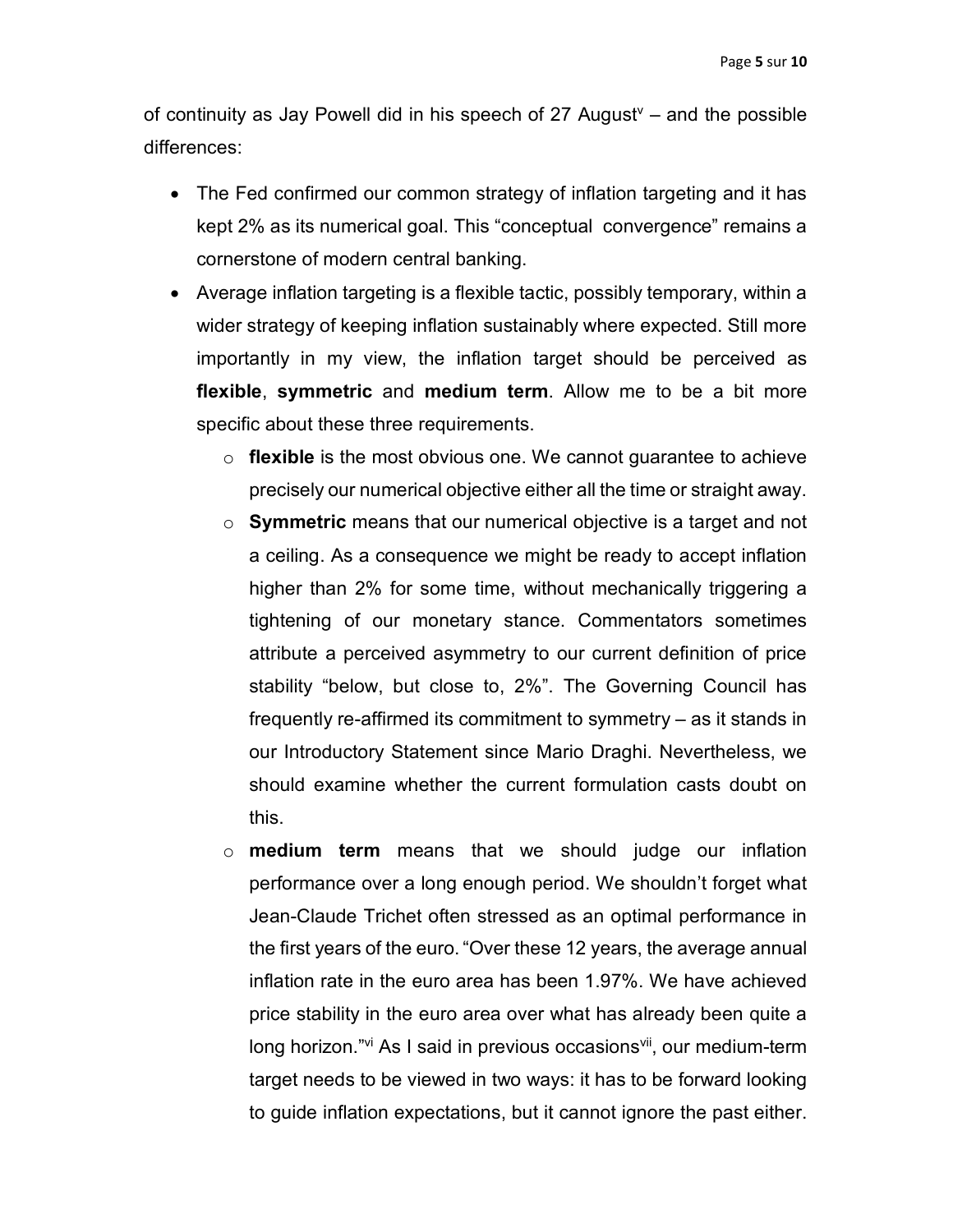of continuity as Jay Powell did in his speech of 27 August[v] – and the possible differences:

- The Fed confirmed our common strategy of inflation targeting and it has kept 2% as its numerical goal. This "conceptual convergence" remains a cornerstone of modern central banking.
- Average inflation targeting is a flexible tactic, possibly temporary, within a wider strategy of keeping inflation sustainably where expected. Still more importantly in my view, the inflation target should be perceived as **flexible**, **symmetric** and **medium term**. Allow me to be a bit more specific about these three requirements.
    - **flexible** is the most obvious one. We cannot guarantee to achieve precisely our numerical objective either all the time or straight away.
    - **Symmetric** means that our numerical objective is a target and not a ceiling. As a consequence we might be ready to accept inflation higher than 2% for some time, without mechanically triggering a tightening of our monetary stance. Commentators sometimes attribute a perceived asymmetry to our current definition of price stability "below, but close to, 2%". The Governing Council has frequently re-affirmed its commitment to symmetry – as it stands in our Introductory Statement since Mario Draghi. Nevertheless, we should examine whether the current formulation casts doubt on this.
    - **medium term** means that we should judge our inflation performance over a long enough period. We shouldn't forget what Jean-Claude Trichet often stressed as an optimal performance in the first years of the euro. "Over these 12 years, the average annual inflation rate in the euro area has been 1.97%. We have achieved price stability in the euro area over what has already been quite a long horizon."[vi] As I said in previous occasions[vii], our medium-term target needs to be viewed in two ways: it has to be forward looking to guide inflation expectations, but it cannot ignore the past either.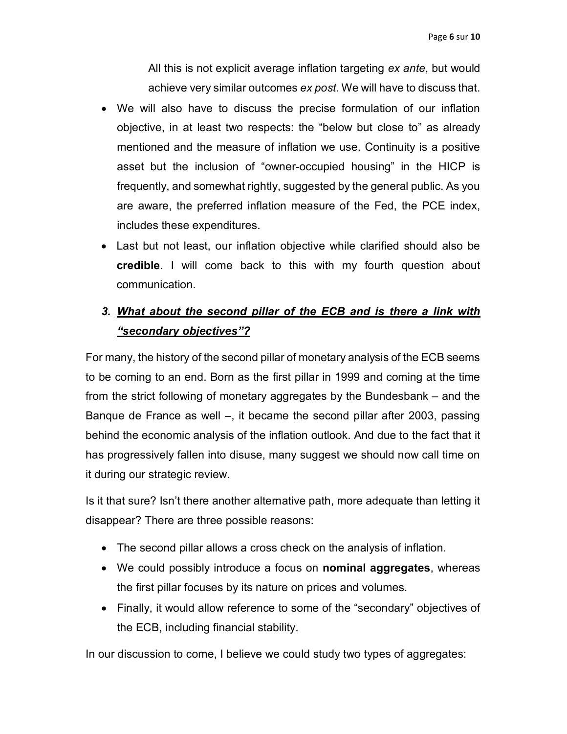All this is not explicit average inflation targeting *ex ante*, but would achieve very similar outcomes *ex post*. We will have to discuss that.

- We will also have to discuss the precise formulation of our inflation objective, in at least two respects: the "below but close to" as already mentioned and the measure of inflation we use. Continuity is a positive asset but the inclusion of "owner-occupied housing" in the HICP is frequently, and somewhat rightly, suggested by the general public. As you are aware, the preferred inflation measure of the Fed, the PCE index, includes these expenditures.
- Last but not least, our inflation objective while clarified should also be **credible**. I will come back to this with my fourth question about communication.

### 3. ***What about the second pillar of the ECB and is there a link with "secondary objectives"?***

For many, the history of the second pillar of monetary analysis of the ECB seems to be coming to an end. Born as the first pillar in 1999 and coming at the time from the strict following of monetary aggregates by the Bundesbank – and the Banque de France as well –, it became the second pillar after 2003, passing behind the economic analysis of the inflation outlook. And due to the fact that it has progressively fallen into disuse, many suggest we should now call time on it during our strategic review.

Is it that sure? Isn't there another alternative path, more adequate than letting it disappear? There are three possible reasons:

- The second pillar allows a cross check on the analysis of inflation.
- We could possibly introduce a focus on **nominal aggregates**, whereas the first pillar focuses by its nature on prices and volumes.
- Finally, it would allow reference to some of the "secondary" objectives of the ECB, including financial stability.

In our discussion to come, I believe we could study two types of aggregates: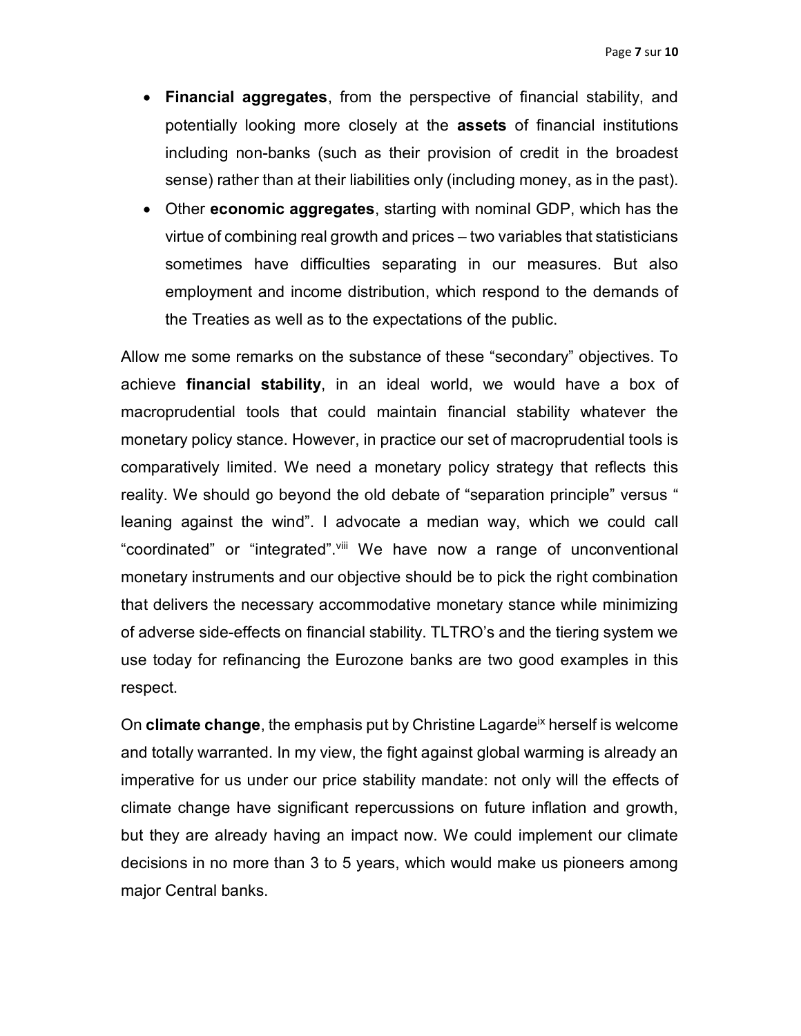- **Financial aggregates**, from the perspective of financial stability, and potentially looking more closely at the **assets** of financial institutions including non-banks (such as their provision of credit in the broadest sense) rather than at their liabilities only (including money, as in the past).
- Other **economic aggregates**, starting with nominal GDP, which has the virtue of combining real growth and prices – two variables that statisticians sometimes have difficulties separating in our measures. But also employment and income distribution, which respond to the demands of the Treaties as well as to the expectations of the public.

Allow me some remarks on the substance of these "secondary" objectives. To achieve **financial stability**, in an ideal world, we would have a box of macroprudential tools that could maintain financial stability whatever the monetary policy stance. However, in practice our set of macroprudential tools is comparatively limited. We need a monetary policy strategy that reflects this reality. We should go beyond the old debate of "separation principle" versus " leaning against the wind". I advocate a median way, which we could call "coordinated" or "integrated".[viii] We have now a range of unconventional monetary instruments and our objective should be to pick the right combination that delivers the necessary accommodative monetary stance while minimizing of adverse side-effects on financial stability. TLTRO's and the tiering system we use today for refinancing the Eurozone banks are two good examples in this respect.

On **climate change**, the emphasis put by Christine Lagarde[ix] herself is welcome and totally warranted. In my view, the fight against global warming is already an imperative for us under our price stability mandate: not only will the effects of climate change have significant repercussions on future inflation and growth, but they are already having an impact now. We could implement our climate decisions in no more than 3 to 5 years, which would make us pioneers among major Central banks.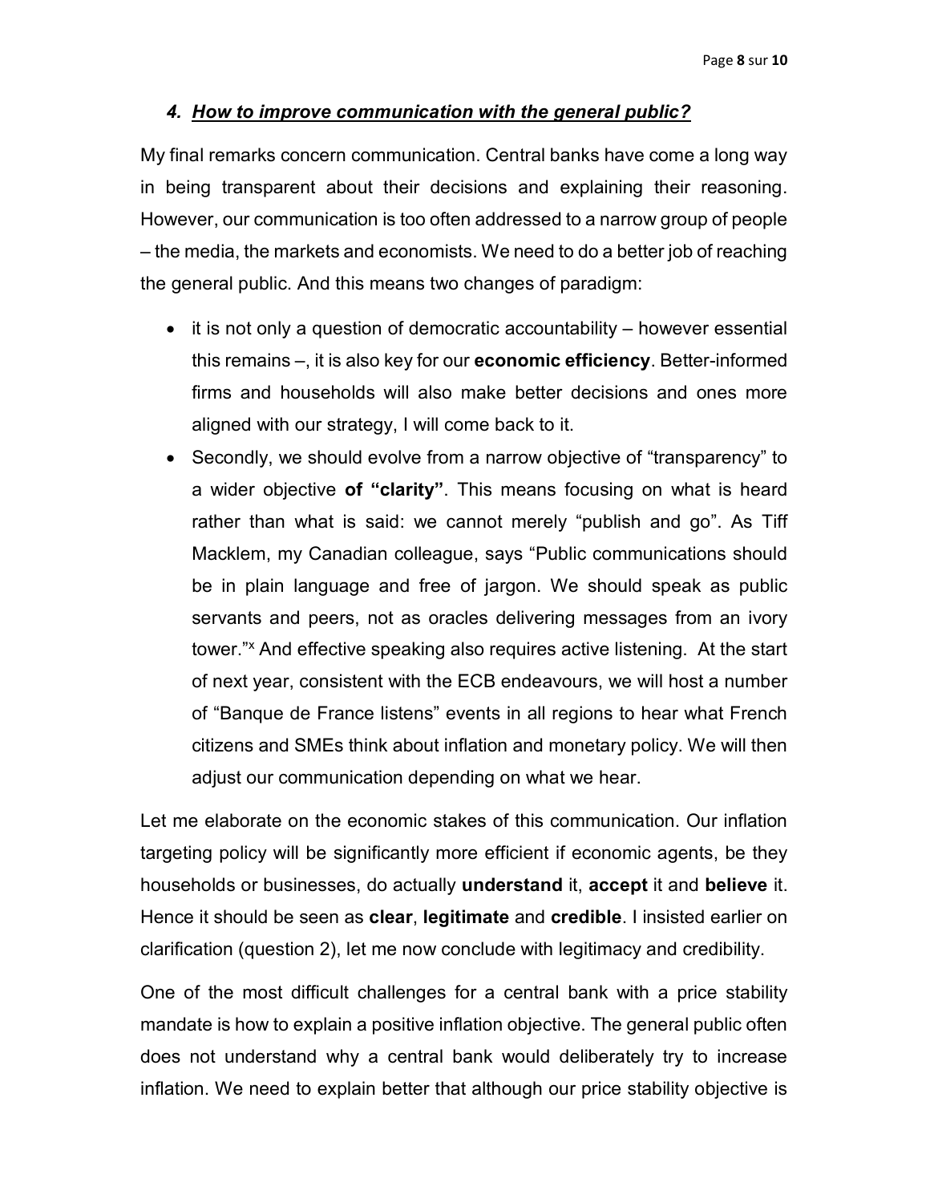### 4. ***How to improve communication with the general public?***

My final remarks concern communication. Central banks have come a long way in being transparent about their decisions and explaining their reasoning. However, our communication is too often addressed to a narrow group of people – the media, the markets and economists. We need to do a better job of reaching the general public. And this means two changes of paradigm:

- it is not only a question of democratic accountability – however essential this remains –, it is also key for our **economic efficiency**. Better-informed firms and households will also make better decisions and ones more aligned with our strategy, I will come back to it.
- Secondly, we should evolve from a narrow objective of "transparency" to a wider objective **of "clarity"**. This means focusing on what is heard rather than what is said: we cannot merely "publish and go". As Tiff Macklem, my Canadian colleague, says "Public communications should be in plain language and free of jargon. We should speak as public servants and peers, not as oracles delivering messages from an ivory tower."[x] And effective speaking also requires active listening. At the start of next year, consistent with the ECB endeavours, we will host a number of "Banque de France listens" events in all regions to hear what French citizens and SMEs think about inflation and monetary policy. We will then adjust our communication depending on what we hear.

Let me elaborate on the economic stakes of this communication. Our inflation targeting policy will be significantly more efficient if economic agents, be they households or businesses, do actually **understand** it, **accept** it and **believe** it. Hence it should be seen as **clear**, **legitimate** and **credible**. I insisted earlier on clarification (question 2), let me now conclude with legitimacy and credibility.

One of the most difficult challenges for a central bank with a price stability mandate is how to explain a positive inflation objective. The general public often does not understand why a central bank would deliberately try to increase inflation. We need to explain better that although our price stability objective is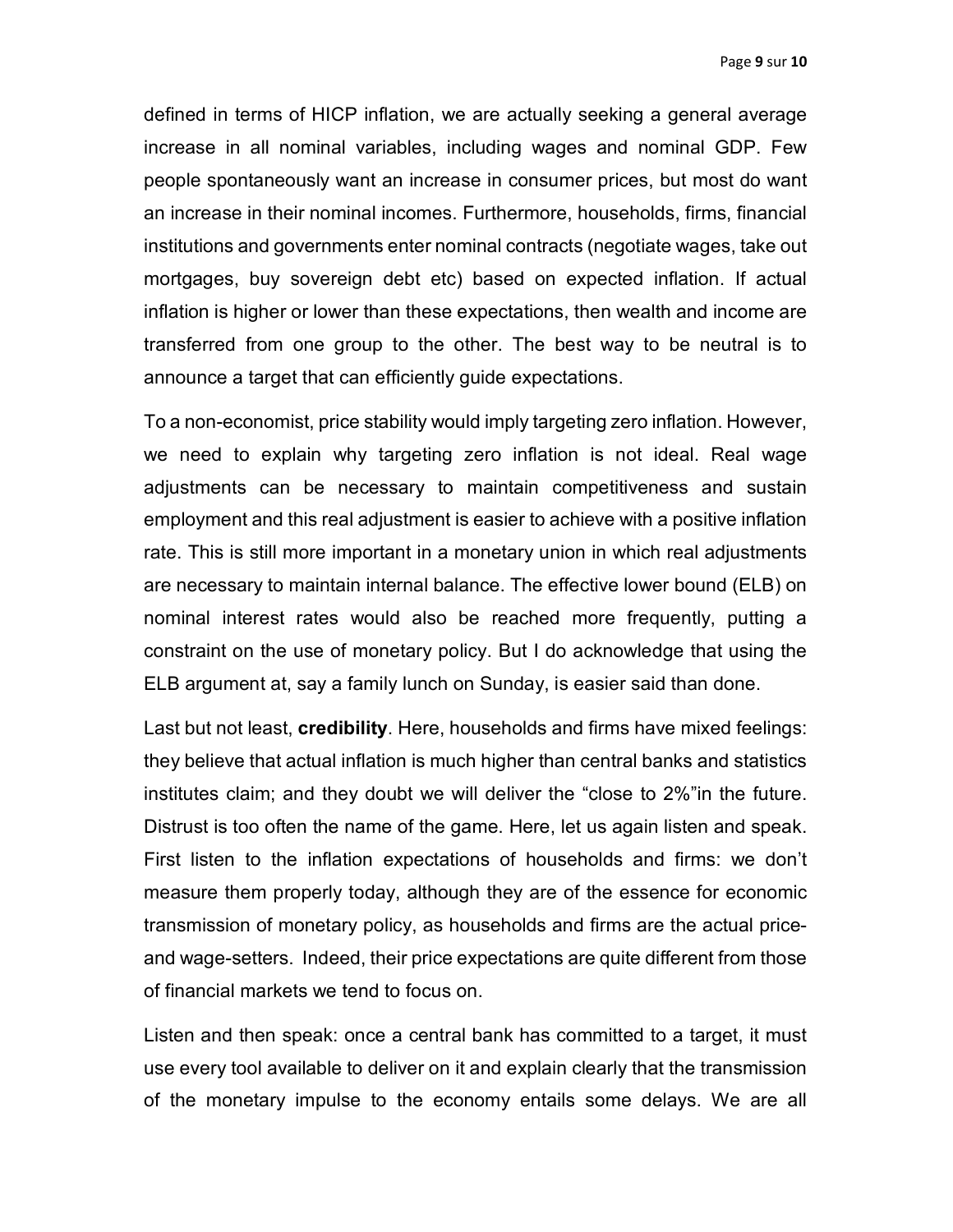defined in terms of HICP inflation, we are actually seeking a general average increase in all nominal variables, including wages and nominal GDP. Few people spontaneously want an increase in consumer prices, but most do want an increase in their nominal incomes. Furthermore, households, firms, financial institutions and governments enter nominal contracts (negotiate wages, take out mortgages, buy sovereign debt etc) based on expected inflation. If actual inflation is higher or lower than these expectations, then wealth and income are transferred from one group to the other. The best way to be neutral is to announce a target that can efficiently guide expectations.

To a non-economist, price stability would imply targeting zero inflation. However, we need to explain why targeting zero inflation is not ideal. Real wage adjustments can be necessary to maintain competitiveness and sustain employment and this real adjustment is easier to achieve with a positive inflation rate. This is still more important in a monetary union in which real adjustments are necessary to maintain internal balance. The effective lower bound (ELB) on nominal interest rates would also be reached more frequently, putting a constraint on the use of monetary policy. But I do acknowledge that using the ELB argument at, say a family lunch on Sunday, is easier said than done.

Last but not least, **credibility**. Here, households and firms have mixed feelings: they believe that actual inflation is much higher than central banks and statistics institutes claim; and they doubt we will deliver the "close to 2%"in the future. Distrust is too often the name of the game. Here, let us again listen and speak. First listen to the inflation expectations of households and firms: we don't measure them properly today, although they are of the essence for economic transmission of monetary policy, as households and firms are the actual price- and wage-setters. Indeed, their price expectations are quite different from those of financial markets we tend to focus on.

Listen and then speak: once a central bank has committed to a target, it must use every tool available to deliver on it and explain clearly that the transmission of the monetary impulse to the economy entails some delays. We are all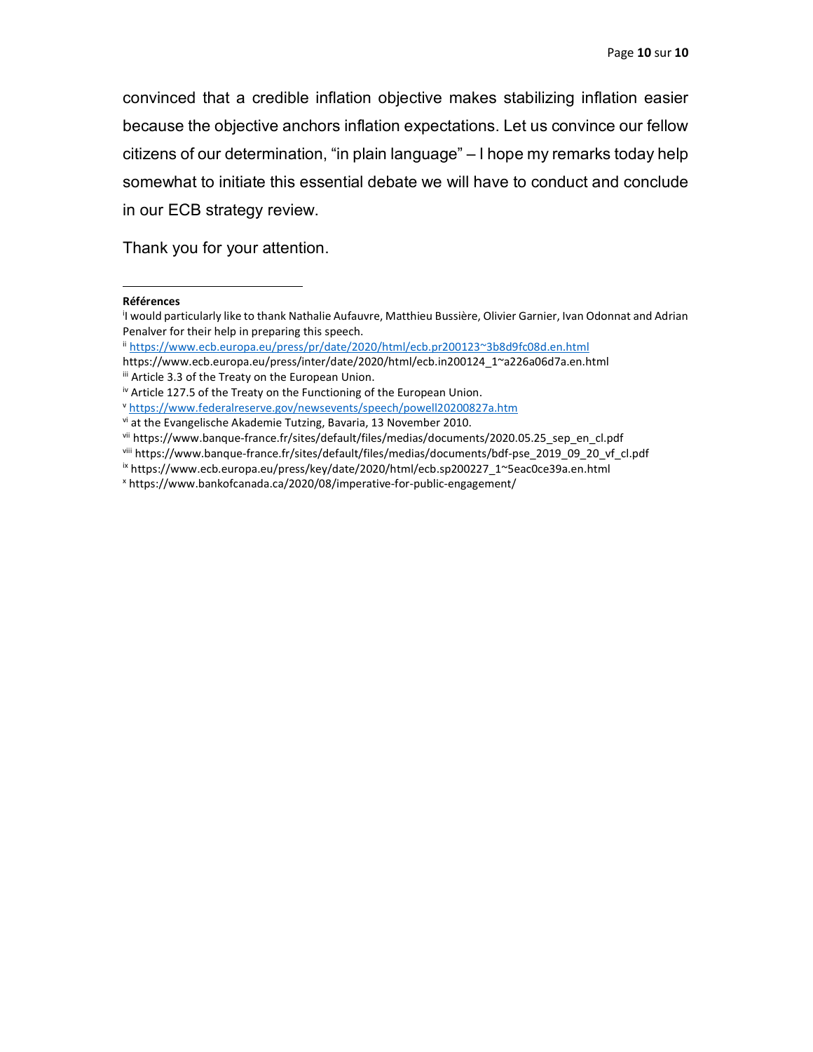convinced that a credible inflation objective makes stabilizing inflation easier because the objective anchors inflation expectations. Let us convince our fellow citizens of our determination, "in plain language" – I hope my remarks today help somewhat to initiate this essential debate we will have to conduct and conclude in our ECB strategy review.

Thank you for your attention.

---

**Références**

[i] I would particularly like to thank Nathalie Aufauvre, Matthieu Bussière, Olivier Garnier, Ivan Odonnat and Adrian Penalver for their help in preparing this speech.

[ii] https://www.ecb.europa.eu/press/pr/date/2020/html/ecb.pr200123~3b8d9fc08d.en.html
https://www.ecb.europa.eu/press/inter/date/2020/html/ecb.in200124_1~a226a06d7a.en.html

[iii] Article 3.3 of the Treaty on the European Union.

[iv] Article 127.5 of the Treaty on the Functioning of the European Union.

[v] https://www.federalreserve.gov/newsevents/speech/powell20200827a.htm

[vi] at the Evangelische Akademie Tutzing, Bavaria, 13 November 2010.

[vii] https://www.banque-france.fr/sites/default/files/medias/documents/2020.05.25_sep_en_cl.pdf

[viii] https://www.banque-france.fr/sites/default/files/medias/documents/bdf-pse_2019_09_20_vf_cl.pdf

[ix] https://www.ecb.europa.eu/press/key/date/2020/html/ecb.sp200227_1~5eac0ce39a.en.html

[x] https://www.bankofcanada.ca/2020/08/imperative-for-public-engagement/